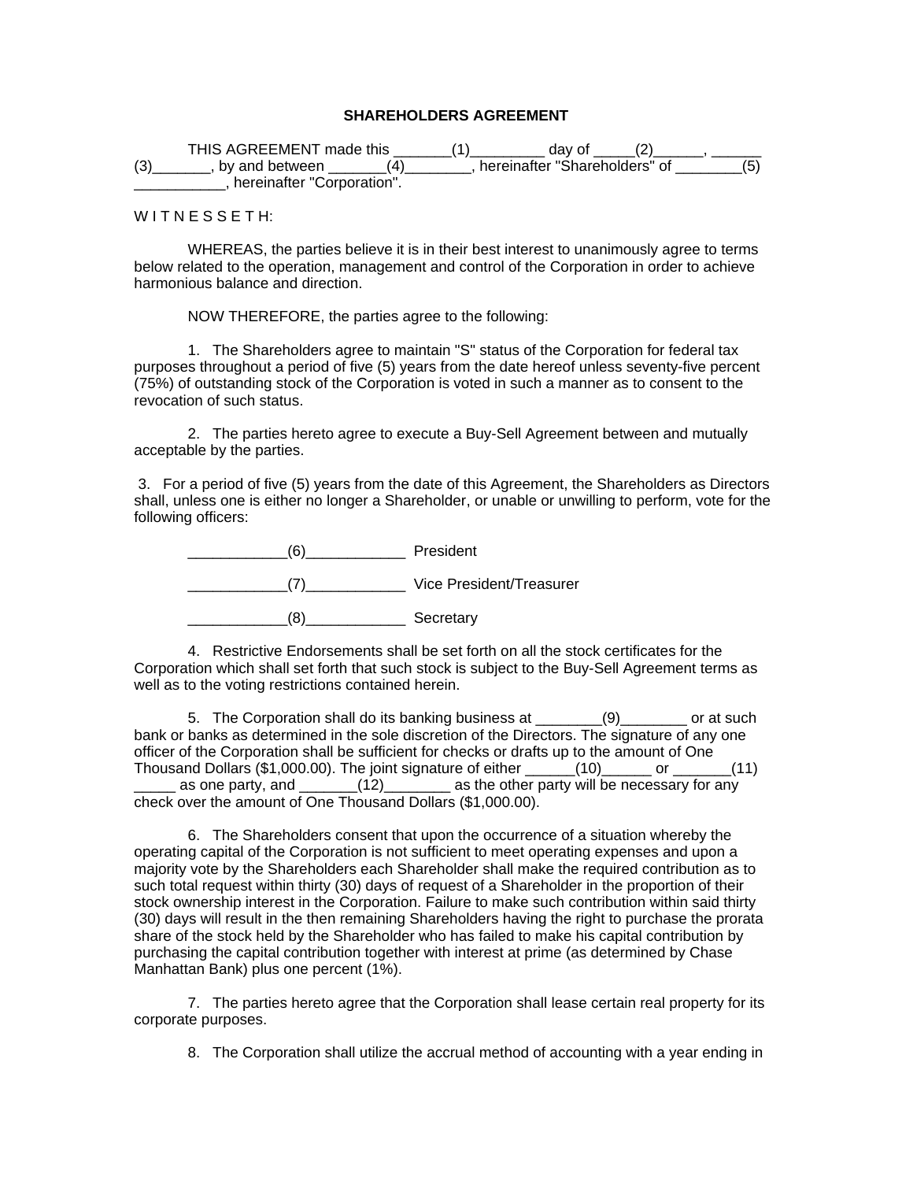# SHAREHOLDERS AGREEMENT

THIS AGREEMENT made this _______(1)_________ day of _____(2)______, ______ (3)_______, by and between _______(4)________, hereinafter "Shareholders" of ________(5) ___________, hereinafter "Corporation".

W I T N E S S E T H:

WHEREAS, the parties believe it is in their best interest to unanimously agree to terms below related to the operation, management and control of the Corporation in order to achieve harmonious balance and direction.

NOW THEREFORE, the parties agree to the following:

1. The Shareholders agree to maintain "S" status of the Corporation for federal tax purposes throughout a period of five (5) years from the date hereof unless seventy-five percent (75%) of outstanding stock of the Corporation is voted in such a manner as to consent to the revocation of such status.

2. The parties hereto agree to execute a Buy-Sell Agreement between and mutually acceptable by the parties.

3. For a period of five (5) years from the date of this Agreement, the Shareholders as Directors shall, unless one is either no longer a Shareholder, or unable or unwilling to perform, vote for the following officers:

____________(6)____________ President

____________(7)____________ Vice President/Treasurer

____________(8)____________ Secretary

4. Restrictive Endorsements shall be set forth on all the stock certificates for the Corporation which shall set forth that such stock is subject to the Buy-Sell Agreement terms as well as to the voting restrictions contained herein.

5. The Corporation shall do its banking business at ________(9)________ or at such bank or banks as determined in the sole discretion of the Directors. The signature of any one officer of the Corporation shall be sufficient for checks or drafts up to the amount of One Thousand Dollars ($1,000.00). The joint signature of either ______(10)______ or _______(11) _____ as one party, and _______(12)________ as the other party will be necessary for any check over the amount of One Thousand Dollars ($1,000.00).

6. The Shareholders consent that upon the occurrence of a situation whereby the operating capital of the Corporation is not sufficient to meet operating expenses and upon a majority vote by the Shareholders each Shareholder shall make the required contribution as to such total request within thirty (30) days of request of a Shareholder in the proportion of their stock ownership interest in the Corporation. Failure to make such contribution within said thirty (30) days will result in the then remaining Shareholders having the right to purchase the prorata share of the stock held by the Shareholder who has failed to make his capital contribution by purchasing the capital contribution together with interest at prime (as determined by Chase Manhattan Bank) plus one percent (1%).

7. The parties hereto agree that the Corporation shall lease certain real property for its corporate purposes.

8. The Corporation shall utilize the accrual method of accounting with a year ending in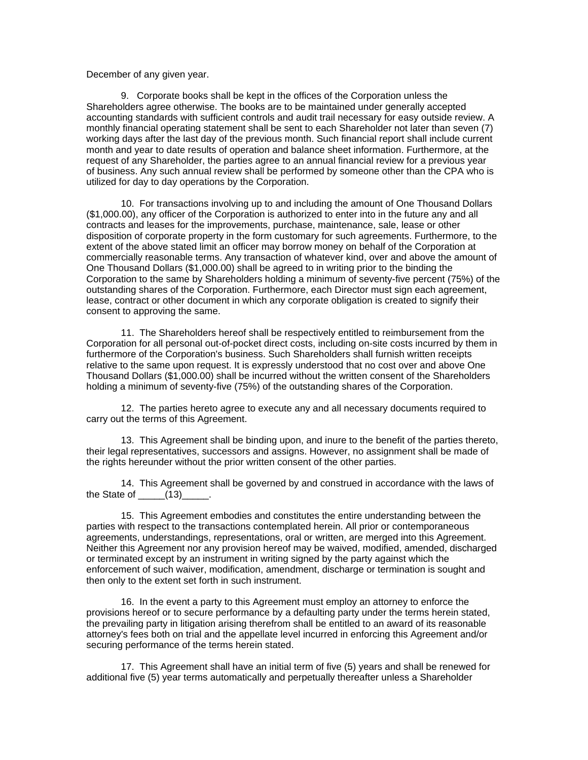December of any given year.

9. Corporate books shall be kept in the offices of the Corporation unless the Shareholders agree otherwise. The books are to be maintained under generally accepted accounting standards with sufficient controls and audit trail necessary for easy outside review. A monthly financial operating statement shall be sent to each Shareholder not later than seven (7) working days after the last day of the previous month. Such financial report shall include current month and year to date results of operation and balance sheet information. Furthermore, at the request of any Shareholder, the parties agree to an annual financial review for a previous year of business. Any such annual review shall be performed by someone other than the CPA who is utilized for day to day operations by the Corporation.

10. For transactions involving up to and including the amount of One Thousand Dollars ($1,000.00), any officer of the Corporation is authorized to enter into in the future any and all contracts and leases for the improvements, purchase, maintenance, sale, lease or other disposition of corporate property in the form customary for such agreements. Furthermore, to the extent of the above stated limit an officer may borrow money on behalf of the Corporation at commercially reasonable terms. Any transaction of whatever kind, over and above the amount of One Thousand Dollars ($1,000.00) shall be agreed to in writing prior to the binding the Corporation to the same by Shareholders holding a minimum of seventy-five percent (75%) of the outstanding shares of the Corporation. Furthermore, each Director must sign each agreement, lease, contract or other document in which any corporate obligation is created to signify their consent to approving the same.

11. The Shareholders hereof shall be respectively entitled to reimbursement from the Corporation for all personal out-of-pocket direct costs, including on-site costs incurred by them in furthermore of the Corporation's business. Such Shareholders shall furnish written receipts relative to the same upon request. It is expressly understood that no cost over and above One Thousand Dollars ($1,000.00) shall be incurred without the written consent of the Shareholders holding a minimum of seventy-five (75%) of the outstanding shares of the Corporation.

12. The parties hereto agree to execute any and all necessary documents required to carry out the terms of this Agreement.

13. This Agreement shall be binding upon, and inure to the benefit of the parties thereto, their legal representatives, successors and assigns. However, no assignment shall be made of the rights hereunder without the prior written consent of the other parties.

14. This Agreement shall be governed by and construed in accordance with the laws of the State of _____(13)_____.

15. This Agreement embodies and constitutes the entire understanding between the parties with respect to the transactions contemplated herein. All prior or contemporaneous agreements, understandings, representations, oral or written, are merged into this Agreement. Neither this Agreement nor any provision hereof may be waived, modified, amended, discharged or terminated except by an instrument in writing signed by the party against which the enforcement of such waiver, modification, amendment, discharge or termination is sought and then only to the extent set forth in such instrument.

16. In the event a party to this Agreement must employ an attorney to enforce the provisions hereof or to secure performance by a defaulting party under the terms herein stated, the prevailing party in litigation arising therefrom shall be entitled to an award of its reasonable attorney's fees both on trial and the appellate level incurred in enforcing this Agreement and/or securing performance of the terms herein stated.

17. This Agreement shall have an initial term of five (5) years and shall be renewed for additional five (5) year terms automatically and perpetually thereafter unless a Shareholder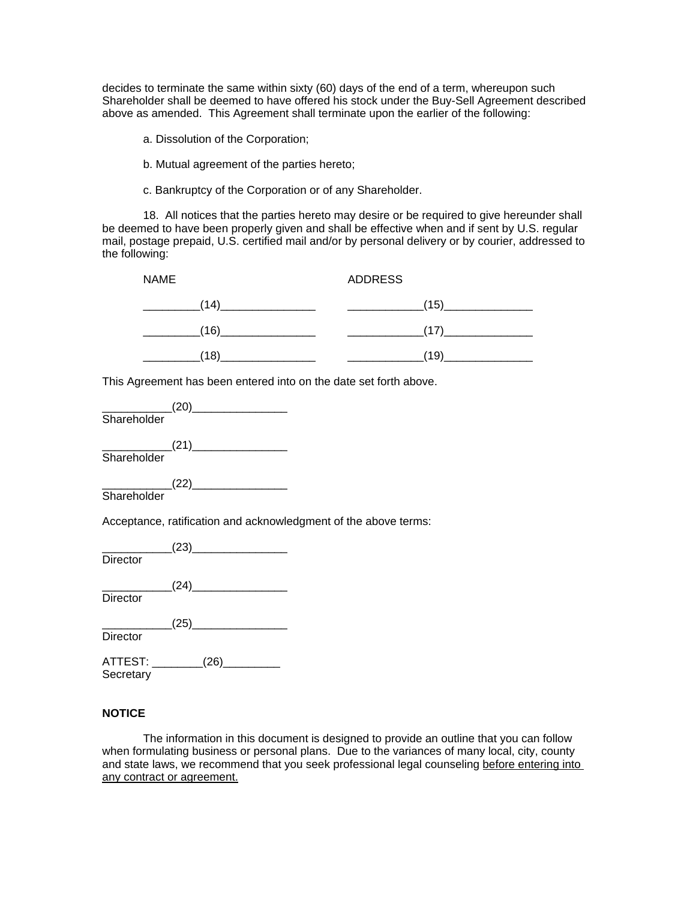decides to terminate the same within sixty (60) days of the end of a term, whereupon such Shareholder shall be deemed to have offered his stock under the Buy-Sell Agreement described above as amended. This Agreement shall terminate upon the earlier of the following:

a. Dissolution of the Corporation;

b. Mutual agreement of the parties hereto;

c. Bankruptcy of the Corporation or of any Shareholder.

18. All notices that the parties hereto may desire or be required to give hereunder shall be deemed to have been properly given and shall be effective when and if sent by U.S. regular mail, postage prepaid, U.S. certified mail and/or by personal delivery or by courier, addressed to the following:

| NAME | ADDRESS |
|---|---|
| _________(14)_______________ | ____________(15)______________ |
| _________(16)_______________ | ____________(17)______________ |
| _________(18)_______________ | ____________(19)______________ |

This Agreement has been entered into on the date set forth above.

___________(20)_______________
Shareholder

___________(21)_______________
Shareholder

___________(22)_______________
Shareholder

Acceptance, ratification and acknowledgment of the above terms:

___________(23)_______________
Director

___________(24)_______________
Director

___________(25)_______________
Director

ATTEST: ________(26)_________
Secretary

**NOTICE**

The information in this document is designed to provide an outline that you can follow when formulating business or personal plans. Due to the variances of many local, city, county and state laws, we recommend that you seek professional legal counseling <u>before entering into any contract or agreement.</u>